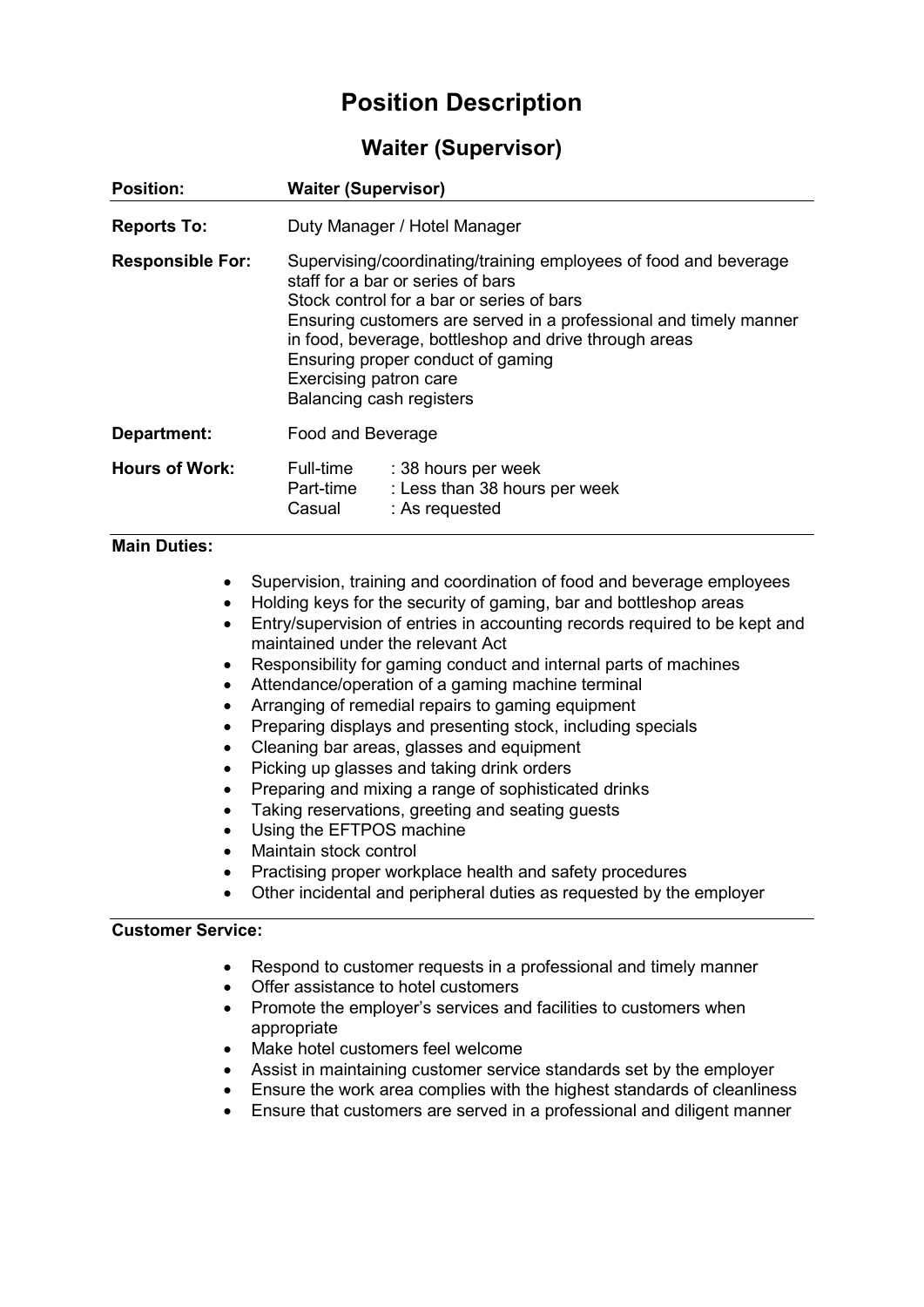# Position Description

## Waiter (Supervisor)

| | |
|---|---|
| **Position:** | **Waiter (Supervisor)** |
| **Reports To:** | Duty Manager / Hotel Manager |
| **Responsible For:** | Supervising/coordinating/training employees of food and beverage staff for a bar or series of bars<br>Stock control for a bar or series of bars<br>Ensuring customers are served in a professional and timely manner in food, beverage, bottleshop and drive through areas<br>Ensuring proper conduct of gaming<br>Exercising patron care<br>Balancing cash registers |
| **Department:** | Food and Beverage |
| **Hours of Work:** | Full-time : 38 hours per week<br>Part-time : Less than 38 hours per week<br>Casual : As requested |

**Main Duties:**

- Supervision, training and coordination of food and beverage employees
- Holding keys for the security of gaming, bar and bottleshop areas
- Entry/supervision of entries in accounting records required to be kept and maintained under the relevant Act
- Responsibility for gaming conduct and internal parts of machines
- Attendance/operation of a gaming machine terminal
- Arranging of remedial repairs to gaming equipment
- Preparing displays and presenting stock, including specials
- Cleaning bar areas, glasses and equipment
- Picking up glasses and taking drink orders
- Preparing and mixing a range of sophisticated drinks
- Taking reservations, greeting and seating guests
- Using the EFTPOS machine
- Maintain stock control
- Practising proper workplace health and safety procedures
- Other incidental and peripheral duties as requested by the employer

**Customer Service:**

- Respond to customer requests in a professional and timely manner
- Offer assistance to hotel customers
- Promote the employer's services and facilities to customers when appropriate
- Make hotel customers feel welcome
- Assist in maintaining customer service standards set by the employer
- Ensure the work area complies with the highest standards of cleanliness
- Ensure that customers are served in a professional and diligent manner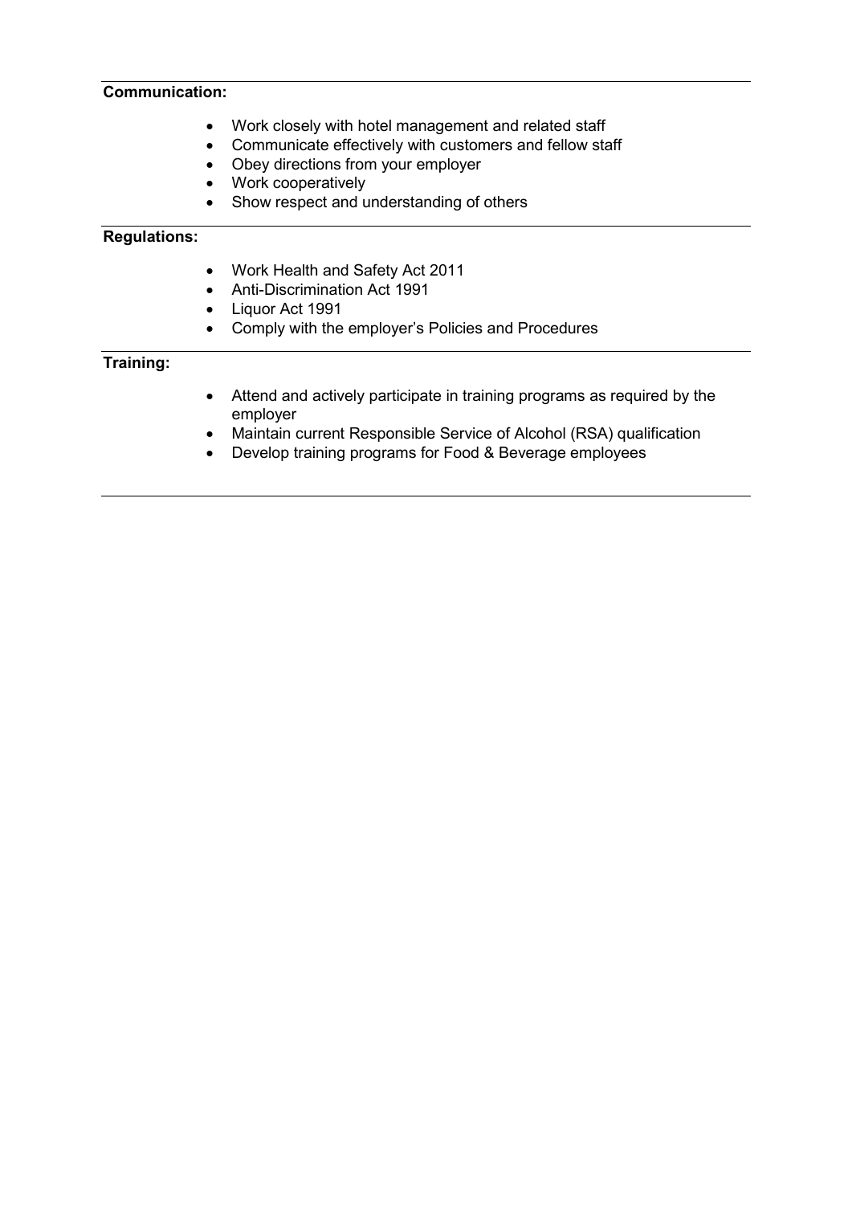**Communication:**

- Work closely with hotel management and related staff
- Communicate effectively with customers and fellow staff
- Obey directions from your employer
- Work cooperatively
- Show respect and understanding of others

**Regulations:**

- Work Health and Safety Act 2011
- Anti-Discrimination Act 1991
- Liquor Act 1991
- Comply with the employer's Policies and Procedures

**Training:**

- Attend and actively participate in training programs as required by the employer
- Maintain current Responsible Service of Alcohol (RSA) qualification
- Develop training programs for Food & Beverage employees